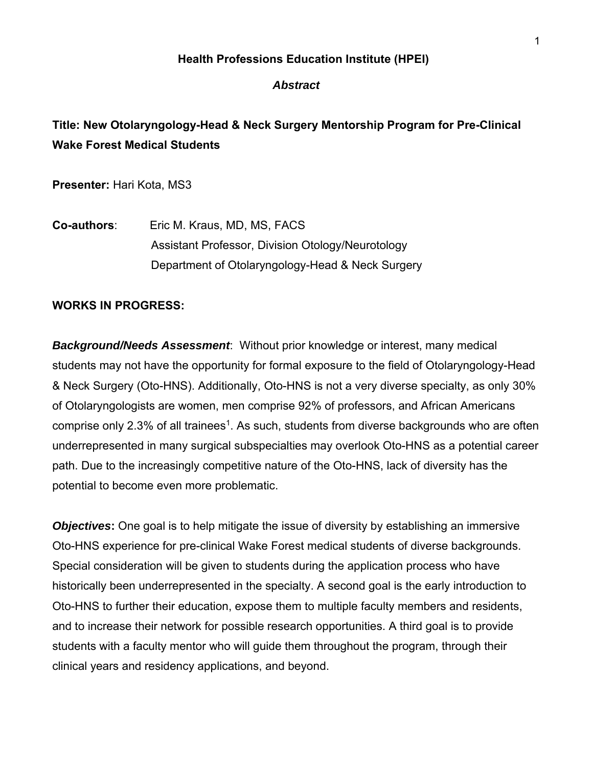**Health Professions Education Institute (HPEI)**

***Abstract***

**Title: New Otolaryngology-Head & Neck Surgery Mentorship Program for Pre-Clinical Wake Forest Medical Students**

**Presenter:** Hari Kota, MS3

**Co-authors**: Eric M. Kraus, MD, MS, FACS
Assistant Professor, Division Otology/Neurotology
Department of Otolaryngology-Head & Neck Surgery

**WORKS IN PROGRESS:**

***Background/Needs Assessment***: Without prior knowledge or interest, many medical students may not have the opportunity for formal exposure to the field of Otolaryngology-Head & Neck Surgery (Oto-HNS). Additionally, Oto-HNS is not a very diverse specialty, as only 30% of Otolaryngologists are women, men comprise 92% of professors, and African Americans comprise only 2.3% of all trainees[1]. As such, students from diverse backgrounds who are often underrepresented in many surgical subspecialties may overlook Oto-HNS as a potential career path. Due to the increasingly competitive nature of the Oto-HNS, lack of diversity has the potential to become even more problematic.

***Objectives*:** One goal is to help mitigate the issue of diversity by establishing an immersive Oto-HNS experience for pre-clinical Wake Forest medical students of diverse backgrounds. Special consideration will be given to students during the application process who have historically been underrepresented in the specialty. A second goal is the early introduction to Oto-HNS to further their education, expose them to multiple faculty members and residents, and to increase their network for possible research opportunities. A third goal is to provide students with a faculty mentor who will guide them throughout the program, through their clinical years and residency applications, and beyond.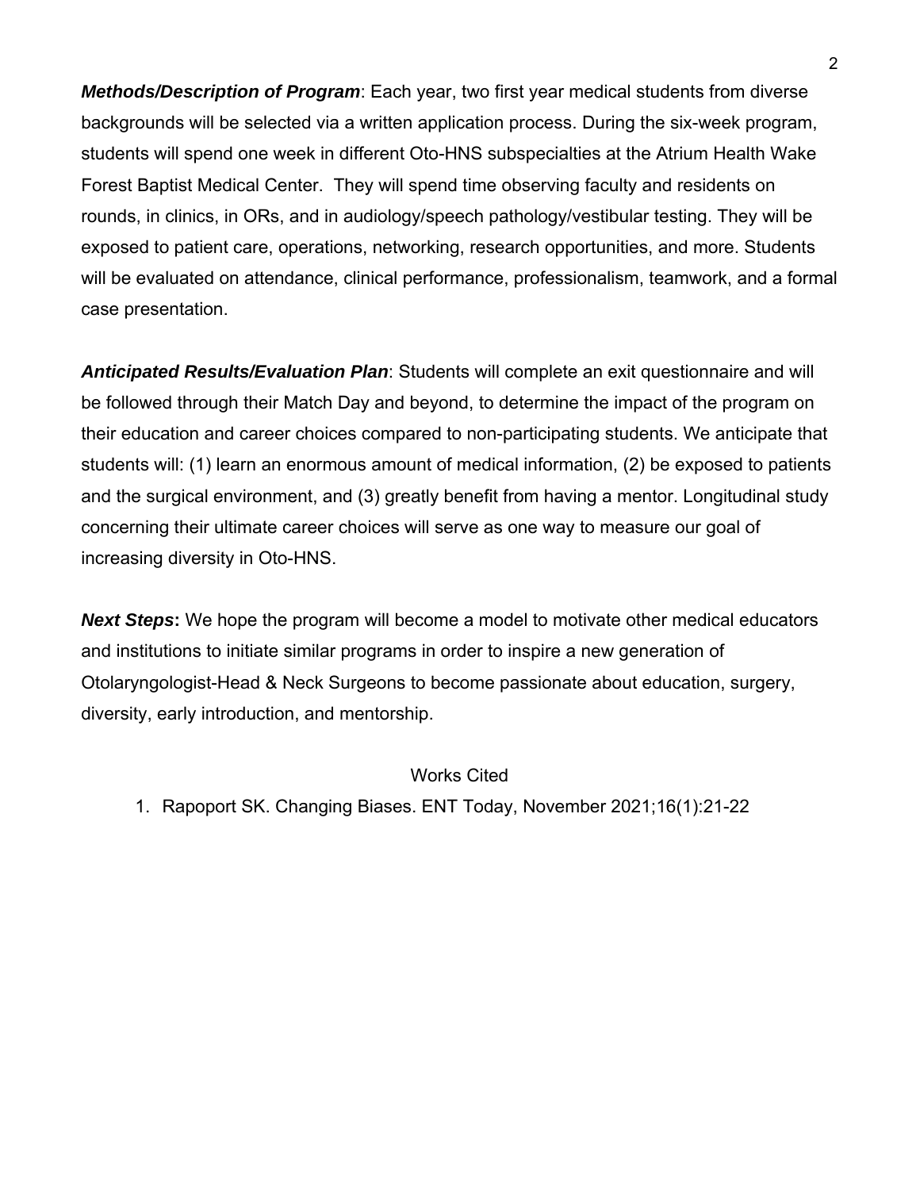***Methods/Description of Program***: Each year, two first year medical students from diverse backgrounds will be selected via a written application process. During the six-week program, students will spend one week in different Oto-HNS subspecialties at the Atrium Health Wake Forest Baptist Medical Center. They will spend time observing faculty and residents on rounds, in clinics, in ORs, and in audiology/speech pathology/vestibular testing. They will be exposed to patient care, operations, networking, research opportunities, and more. Students will be evaluated on attendance, clinical performance, professionalism, teamwork, and a formal case presentation.

***Anticipated Results/Evaluation Plan***: Students will complete an exit questionnaire and will be followed through their Match Day and beyond, to determine the impact of the program on their education and career choices compared to non-participating students. We anticipate that students will: (1) learn an enormous amount of medical information, (2) be exposed to patients and the surgical environment, and (3) greatly benefit from having a mentor. Longitudinal study concerning their ultimate career choices will serve as one way to measure our goal of increasing diversity in Oto-HNS.

***Next Steps*:** We hope the program will become a model to motivate other medical educators and institutions to initiate similar programs in order to inspire a new generation of Otolaryngologist-Head & Neck Surgeons to become passionate about education, surgery, diversity, early introduction, and mentorship.

Works Cited

1. Rapoport SK. Changing Biases. ENT Today, November 2021;16(1):21-22